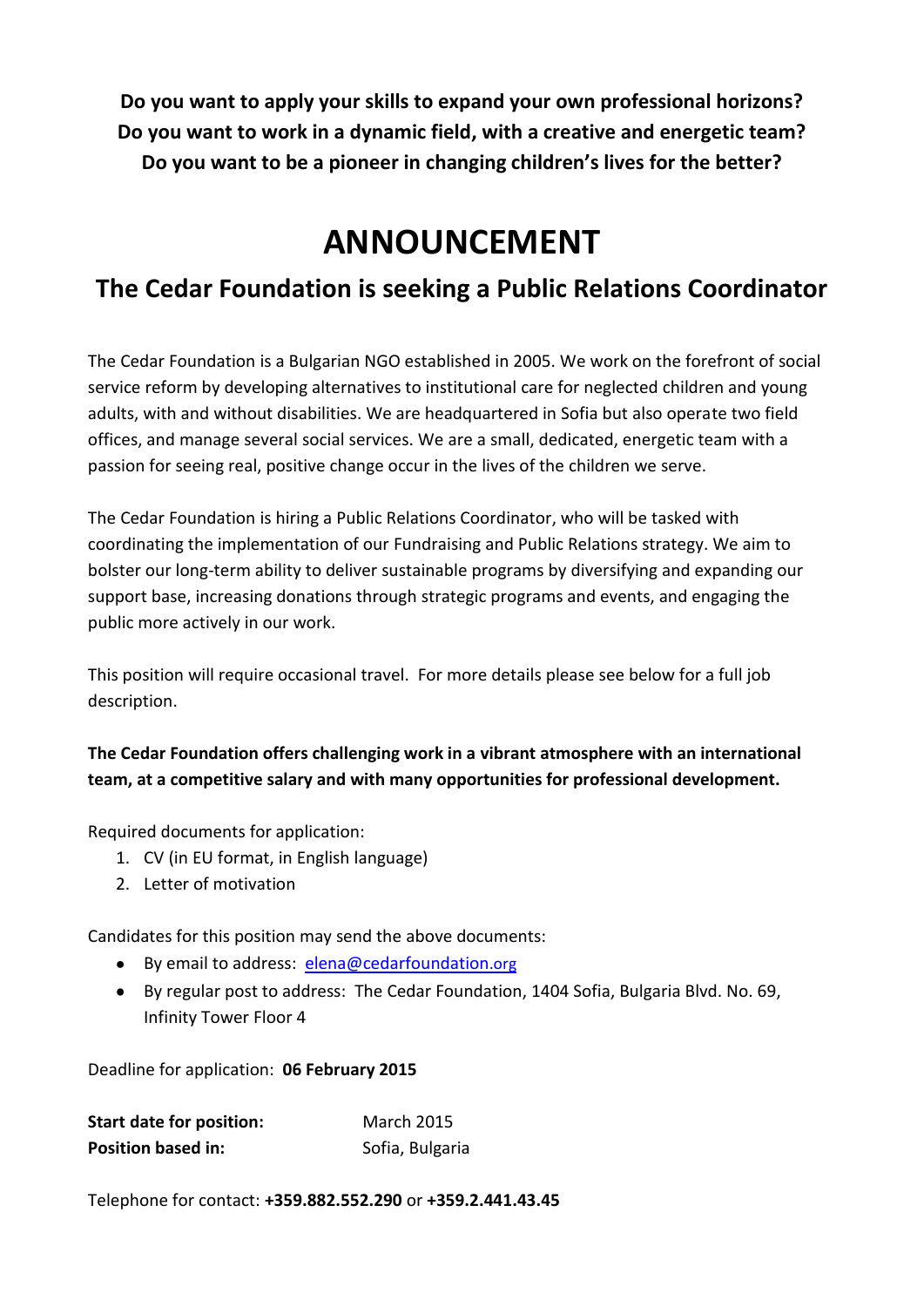**Do you want to apply your skills to expand your own professional horizons?**
**Do you want to work in a dynamic field, with a creative and energetic team?**
**Do you want to be a pioneer in changing children's lives for the better?**

# ANNOUNCEMENT

## The Cedar Foundation is seeking a Public Relations Coordinator

The Cedar Foundation is a Bulgarian NGO established in 2005. We work on the forefront of social service reform by developing alternatives to institutional care for neglected children and young adults, with and without disabilities. We are headquartered in Sofia but also operate two field offices, and manage several social services. We are a small, dedicated, energetic team with a passion for seeing real, positive change occur in the lives of the children we serve.

The Cedar Foundation is hiring a Public Relations Coordinator, who will be tasked with coordinating the implementation of our Fundraising and Public Relations strategy. We aim to bolster our long-term ability to deliver sustainable programs by diversifying and expanding our support base, increasing donations through strategic programs and events, and engaging the public more actively in our work.

This position will require occasional travel. For more details please see below for a full job description.

**The Cedar Foundation offers challenging work in a vibrant atmosphere with an international team, at a competitive salary and with many opportunities for professional development.**

Required documents for application:

1. CV (in EU format, in English language)
2. Letter of motivation

Candidates for this position may send the above documents:

- By email to address: elena@cedarfoundation.org
- By regular post to address: The Cedar Foundation, 1404 Sofia, Bulgaria Blvd. No. 69, Infinity Tower Floor 4

Deadline for application: **06 February 2015**

**Start date for position:** March 2015
**Position based in:** Sofia, Bulgaria

Telephone for contact: **+359.882.552.290** or **+359.2.441.43.45**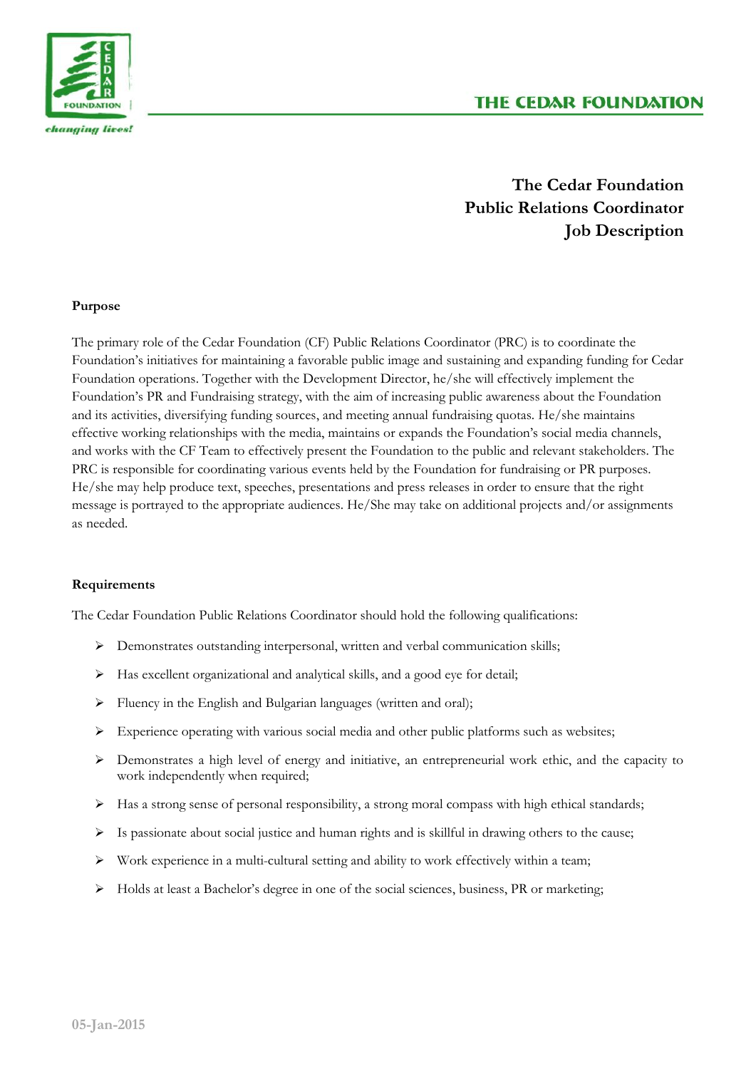# The Cedar Foundation
# Public Relations Coordinator
# Job Description

**Purpose**

The primary role of the Cedar Foundation (CF) Public Relations Coordinator (PRC) is to coordinate the Foundation's initiatives for maintaining a favorable public image and sustaining and expanding funding for Cedar Foundation operations. Together with the Development Director, he/she will effectively implement the Foundation's PR and Fundraising strategy, with the aim of increasing public awareness about the Foundation and its activities, diversifying funding sources, and meeting annual fundraising quotas. He/she maintains effective working relationships with the media, maintains or expands the Foundation's social media channels, and works with the CF Team to effectively present the Foundation to the public and relevant stakeholders. The PRC is responsible for coordinating various events held by the Foundation for fundraising or PR purposes. He/she may help produce text, speeches, presentations and press releases in order to ensure that the right message is portrayed to the appropriate audiences. He/She may take on additional projects and/or assignments as needed.

**Requirements**

The Cedar Foundation Public Relations Coordinator should hold the following qualifications:

- Demonstrates outstanding interpersonal, written and verbal communication skills;
- Has excellent organizational and analytical skills, and a good eye for detail;
- Fluency in the English and Bulgarian languages (written and oral);
- Experience operating with various social media and other public platforms such as websites;
- Demonstrates a high level of energy and initiative, an entrepreneurial work ethic, and the capacity to work independently when required;
- Has a strong sense of personal responsibility, a strong moral compass with high ethical standards;
- Is passionate about social justice and human rights and is skillful in drawing others to the cause;
- Work experience in a multi-cultural setting and ability to work effectively within a team;
- Holds at least a Bachelor's degree in one of the social sciences, business, PR or marketing;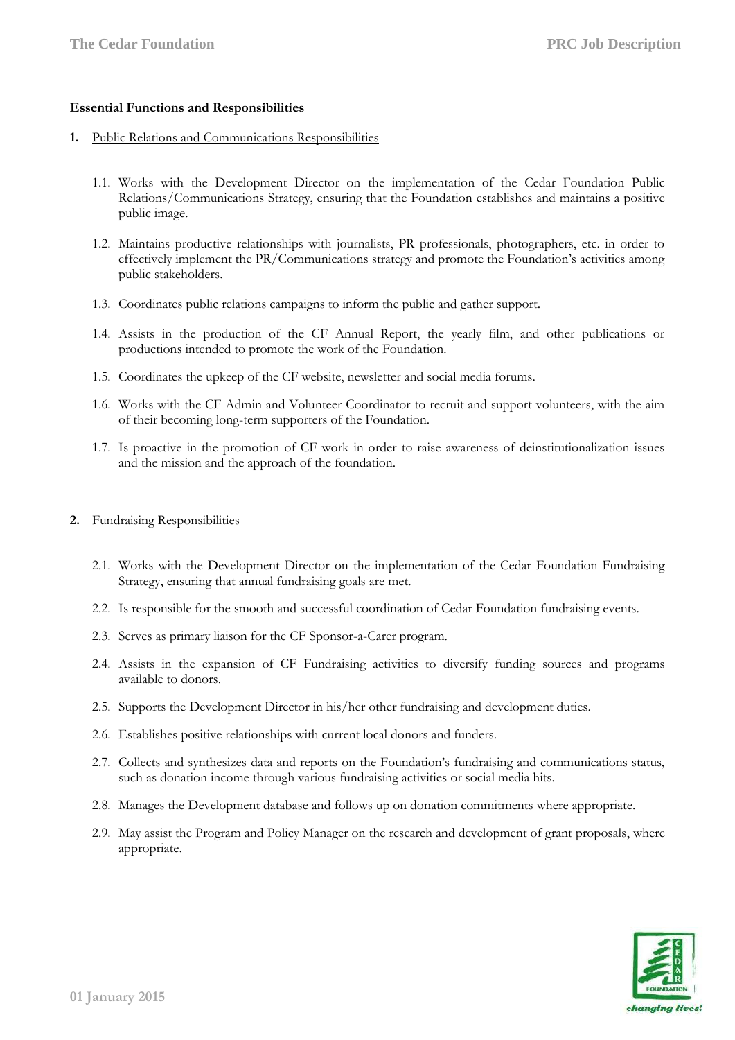**Essential Functions and Responsibilities**

1. Public Relations and Communications Responsibilities

   1.1. Works with the Development Director on the implementation of the Cedar Foundation Public Relations/Communications Strategy, ensuring that the Foundation establishes and maintains a positive public image.

   1.2. Maintains productive relationships with journalists, PR professionals, photographers, etc. in order to effectively implement the PR/Communications strategy and promote the Foundation's activities among public stakeholders.

   1.3. Coordinates public relations campaigns to inform the public and gather support.

   1.4. Assists in the production of the CF Annual Report, the yearly film, and other publications or productions intended to promote the work of the Foundation.

   1.5. Coordinates the upkeep of the CF website, newsletter and social media forums.

   1.6. Works with the CF Admin and Volunteer Coordinator to recruit and support volunteers, with the aim of their becoming long-term supporters of the Foundation.

   1.7. Is proactive in the promotion of CF work in order to raise awareness of deinstitutionalization issues and the mission and the approach of the foundation.

2. Fundraising Responsibilities

   2.1. Works with the Development Director on the implementation of the Cedar Foundation Fundraising Strategy, ensuring that annual fundraising goals are met.

   2.2. Is responsible for the smooth and successful coordination of Cedar Foundation fundraising events.

   2.3. Serves as primary liaison for the CF Sponsor-a-Carer program.

   2.4. Assists in the expansion of CF Fundraising activities to diversify funding sources and programs available to donors.

   2.5. Supports the Development Director in his/her other fundraising and development duties.

   2.6. Establishes positive relationships with current local donors and funders.

   2.7. Collects and synthesizes data and reports on the Foundation's fundraising and communications status, such as donation income through various fundraising activities or social media hits.

   2.8. Manages the Development database and follows up on donation commitments where appropriate.

   2.9. May assist the Program and Policy Manager on the research and development of grant proposals, where appropriate.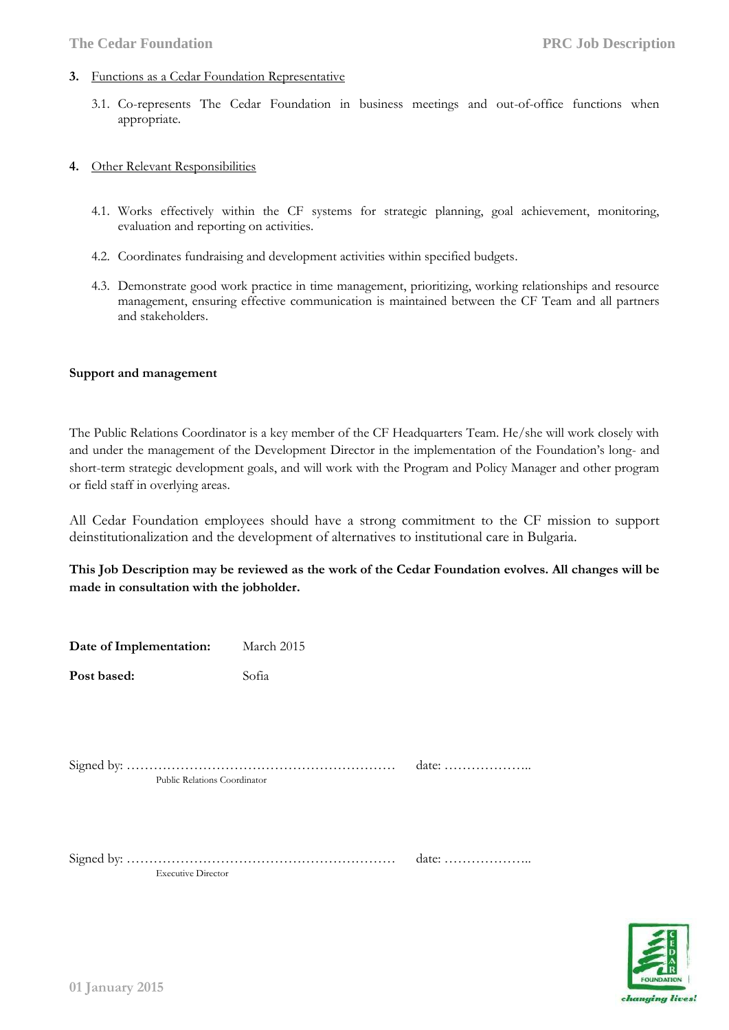3. Functions as a Cedar Foundation Representative

   3.1. Co-represents The Cedar Foundation in business meetings and out-of-office functions when appropriate.

4. Other Relevant Responsibilities

   4.1. Works effectively within the CF systems for strategic planning, goal achievement, monitoring, evaluation and reporting on activities.

   4.2. Coordinates fundraising and development activities within specified budgets.

   4.3. Demonstrate good work practice in time management, prioritizing, working relationships and resource management, ensuring effective communication is maintained between the CF Team and all partners and stakeholders.

**Support and management**

The Public Relations Coordinator is a key member of the CF Headquarters Team. He/she will work closely with and under the management of the Development Director in the implementation of the Foundation's long- and short-term strategic development goals, and will work with the Program and Policy Manager and other program or field staff in overlying areas.

All Cedar Foundation employees should have a strong commitment to the CF mission to support deinstitutionalization and the development of alternatives to institutional care in Bulgaria.

**This Job Description may be reviewed as the work of the Cedar Foundation evolves. All changes will be made in consultation with the jobholder.**

**Date of Implementation:** March 2015

**Post based:** Sofia

Signed by: ………………………………………………… date: ………………..
Public Relations Coordinator

Signed by: ………………………………………………… date: ………………..
Executive Director